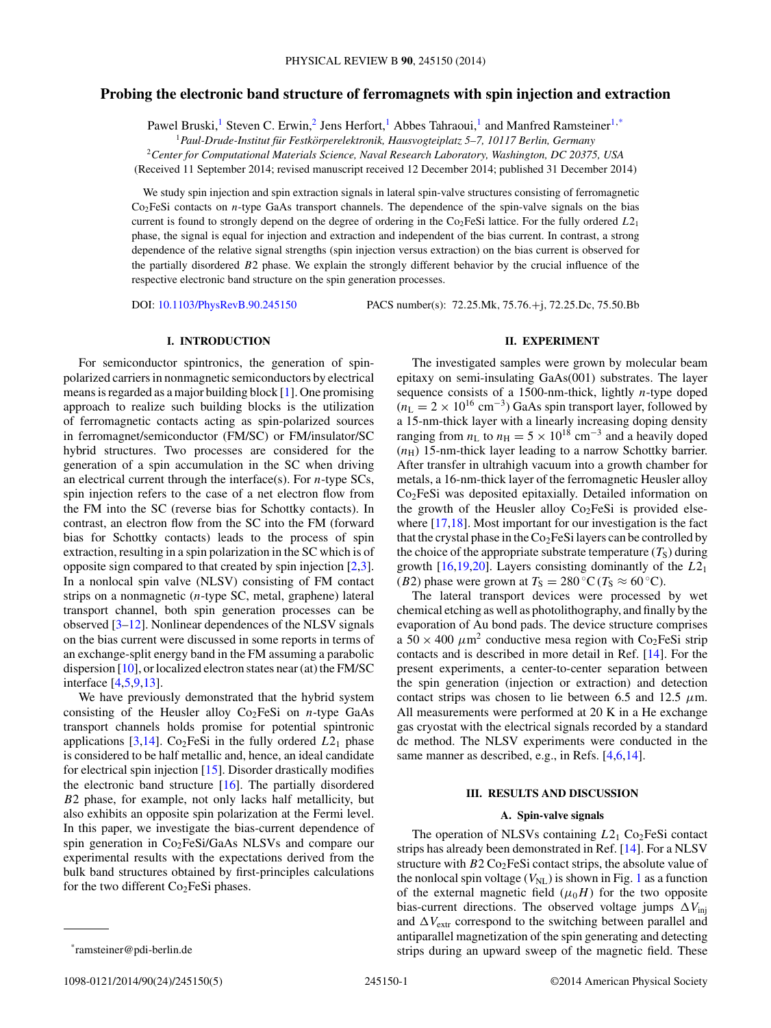# Probing the electronic band structure of ferromagnets with spin injection and extraction

Pawel Bruski,[1] Steven C. Erwin,[2] Jens Herfort,[1] Abbes Tahraoui,[1] and Manfred Ramsteiner[1,*]

[1]*Paul-Drude-Institut für Festkörperelektronik, Hausvogteiplatz 5–7, 10117 Berlin, Germany*

[2]*Center for Computational Materials Science, Naval Research Laboratory, Washington, DC 20375, USA*

(Received 11 September 2014; revised manuscript received 12 December 2014; published 31 December 2014)

We study spin injection and spin extraction signals in lateral spin-valve structures consisting of ferromagnetic $Co_2FeSi$ contacts on $n$-type GaAs transport channels. The dependence of the spin-valve signals on the bias current is found to strongly depend on the degree of ordering in the $Co_2FeSi$ lattice. For the fully ordered $L2_1$ phase, the signal is equal for injection and extraction and independent of the bias current. In contrast, a strong dependence of the relative signal strengths (spin injection versus extraction) on the bias current is observed for the partially disordered $B2$ phase. We explain the strongly different behavior by the crucial influence of the respective electronic band structure on the spin generation processes.

DOI: 10.1103/PhysRevB.90.245150 PACS number(s): 72.25.Mk, 75.76.+j, 72.25.Dc, 75.50.Bb

## I. INTRODUCTION

For semiconductor spintronics, the generation of spin-polarized carriers in nonmagnetic semiconductors by electrical means is regarded as a major building block [1]. One promising approach to realize such building blocks is the utilization of ferromagnetic contacts acting as spin-polarized sources in ferromagnet/semiconductor (FM/SC) or FM/insulator/SC hybrid structures. Two processes are considered for the generation of a spin accumulation in the SC when driving an electrical current through the interface(s). For $n$-type SCs, spin injection refers to the case of a net electron flow from the FM into the SC (reverse bias for Schottky contacts). In contrast, an electron flow from the SC into the FM (forward bias for Schottky contacts) leads to the process of spin extraction, resulting in a spin polarization in the SC which is of opposite sign compared to that created by spin injection [2,3]. In a nonlocal spin valve (NLSV) consisting of FM contact strips on a nonmagnetic ($n$-type SC, metal, graphene) lateral transport channel, both spin generation processes can be observed [3–12]. Nonlinear dependences of the NLSV signals on the bias current were discussed in some reports in terms of an exchange-split energy band in the FM assuming a parabolic dispersion [10], or localized electron states near (at) the FM/SC interface [4,5,9,13].

We have previously demonstrated that the hybrid system consisting of the Heusler alloy $Co_2FeSi$ on $n$-type GaAs transport channels holds promise for potential spintronic applications [3,14]. $Co_2FeSi$ in the fully ordered $L2_1$ phase is considered to be half metallic and, hence, an ideal candidate for electrical spin injection [15]. Disorder drastically modifies the electronic band structure [16]. The partially disordered $B2$ phase, for example, not only lacks half metallicity, but also exhibits an opposite spin polarization at the Fermi level. In this paper, we investigate the bias-current dependence of spin generation in $Co_2FeSi$/GaAs NLSVs and compare our experimental results with the expectations derived from the bulk band structures obtained by first-principles calculations for the two different $Co_2FeSi$ phases.

## II. EXPERIMENT

The investigated samples were grown by molecular beam epitaxy on semi-insulating GaAs(001) substrates. The layer sequence consists of a 1500-nm-thick, lightly $n$-type doped ($n_L = 2 \times 10^{16}$ cm$^{-3}$) GaAs spin transport layer, followed by a 15-nm-thick layer with a linearly increasing doping density ranging from $n_L$ to $n_H = 5 \times 10^{18}$ cm$^{-3}$ and a heavily doped ($n_H$) 15-nm-thick layer leading to a narrow Schottky barrier. After transfer in ultrahigh vacuum into a growth chamber for metals, a 16-nm-thick layer of the ferromagnetic Heusler alloy $Co_2FeSi$ was deposited epitaxially. Detailed information on the growth of the Heusler alloy $Co_2FeSi$ is provided elsewhere [17,18]. Most important for our investigation is the fact that the crystal phase in the $Co_2FeSi$ layers can be controlled by the choice of the appropriate substrate temperature ($T_S$) during growth [16,19,20]. Layers consisting dominantly of the $L2_1$ ($B2$) phase were grown at $T_S = 280\,^{\circ}$C ($T_S \approx 60\,^{\circ}$C).

The lateral transport devices were processed by wet chemical etching as well as photolithography, and finally by the evaporation of Au bond pads. The device structure comprises a $50 \times 400$ $\mu$m$^2$ conductive mesa region with $Co_2FeSi$ strip contacts and is described in more detail in Ref. [14]. For the present experiments, a center-to-center separation between the spin generation (injection or extraction) and detection contact strips was chosen to lie between 6.5 and 12.5 $\mu$m. All measurements were performed at 20 K in a He exchange gas cryostat with the electrical signals recorded by a standard dc method. The NLSV experiments were conducted in the same manner as described, e.g., in Refs. [4,6,14].

## III. RESULTS AND DISCUSSION

### A. Spin-valve signals

The operation of NLSVs containing $L2_1$ $Co_2FeSi$ contact strips has already been demonstrated in Ref. [14]. For a NLSV structure with $B2$ $Co_2FeSi$ contact strips, the absolute value of the nonlocal spin voltage ($V_{NL}$) is shown in Fig. 1 as a function of the external magnetic field ($\mu_0 H$) for the two opposite bias-current directions. The observed voltage jumps $\Delta V_{inj}$ and $\Delta V_{extr}$ correspond to the switching between parallel and antiparallel magnetization of the spin generating and detecting strips during an upward sweep of the magnetic field. These

*ramsteiner@pdi-berlin.de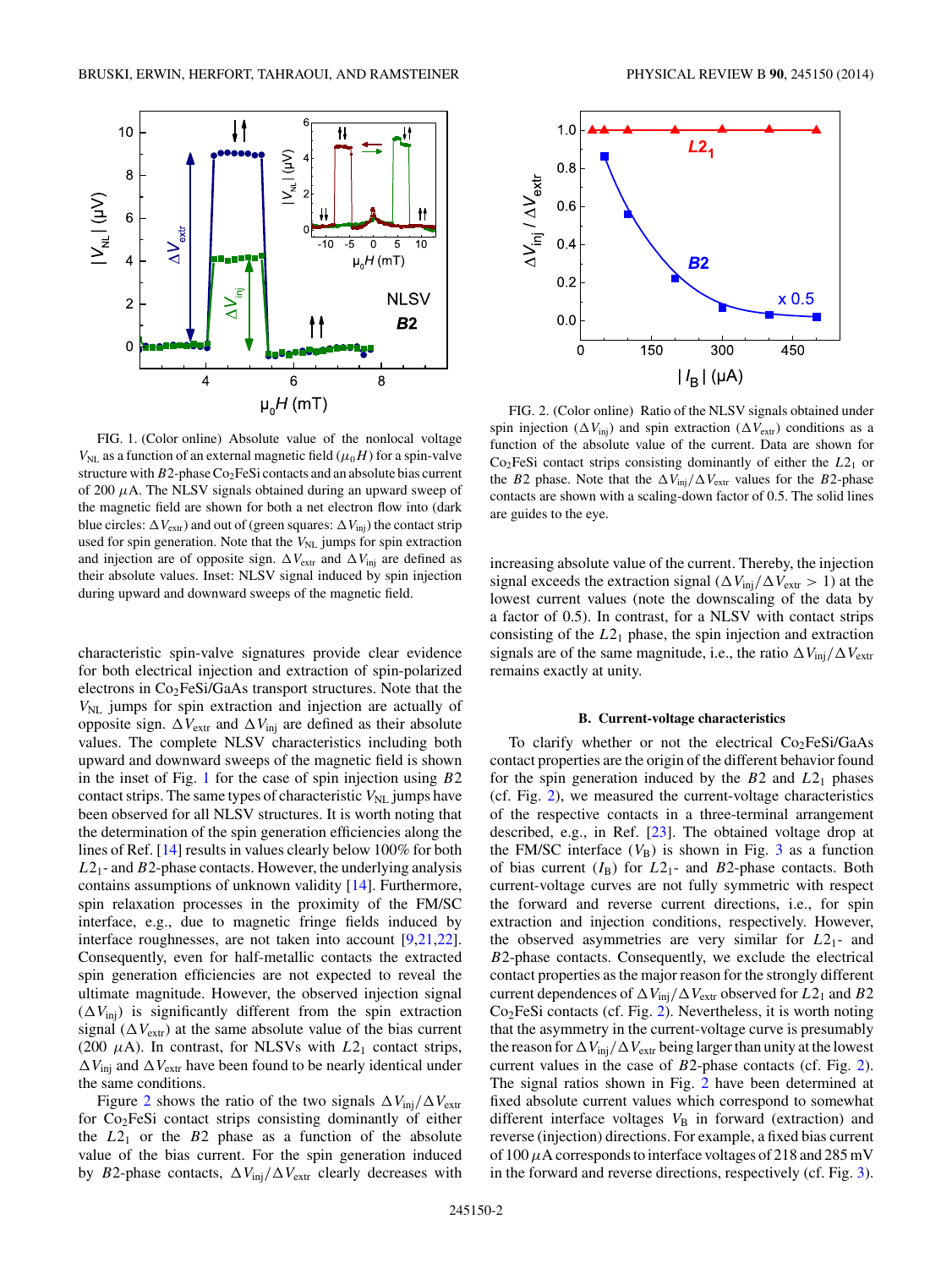FIG. 1. (Color online) Absolute value of the nonlocal voltage $V_{NL}$ as a function of an external magnetic field ($\mu_0 H$) for a spin-valve structure with $B2$-phase $Co_2FeSi$ contacts and an absolute bias current of 200 $\mu$A. The NLSV signals obtained during an upward sweep of the magnetic field are shown for both a net electron flow into (dark blue circles: $\Delta V_{extr}$) and out of (green squares: $\Delta V_{inj}$) the contact strip used for spin generation. Note that the $V_{NL}$ jumps for spin extraction and injection are of opposite sign. $\Delta V_{extr}$ and $\Delta V_{inj}$ are defined as their absolute values. Inset: NLSV signal induced by spin injection during upward and downward sweeps of the magnetic field.

characteristic spin-valve signatures provide clear evidence for both electrical injection and extraction of spin-polarized electrons in $Co_2FeSi$/GaAs transport structures. Note that the $V_{NL}$ jumps for spin extraction and injection are actually of opposite sign. $\Delta V_{extr}$ and $\Delta V_{inj}$ are defined as their absolute values. The complete NLSV characteristics including both upward and downward sweeps of the magnetic field is shown in the inset of Fig. 1 for the case of spin injection using $B2$ contact strips. The same types of characteristic $V_{NL}$ jumps have been observed for all NLSV structures. It is worth noting that the determination of the spin generation efficiencies along the lines of Ref. [14] results in values clearly below 100% for both $L2_1$- and $B2$-phase contacts. However, the underlying analysis contains assumptions of unknown validity [14]. Furthermore, spin relaxation processes in the proximity of the FM/SC interface, e.g., due to magnetic fringe fields induced by interface roughnesses, are not taken into account [9,21,22]. Consequently, even for half-metallic contacts the extracted spin generation efficiencies are not expected to reveal the ultimate magnitude. However, the observed injection signal ($\Delta V_{inj}$) is significantly different from the spin extraction signal ($\Delta V_{extr}$) at the same absolute value of the bias current (200 $\mu$A). In contrast, for NLSVs with $L2_1$ contact strips, $\Delta V_{inj}$ and $\Delta V_{extr}$ have been found to be nearly identical under the same conditions.

Figure 2 shows the ratio of the two signals $\Delta V_{inj}/\Delta V_{extr}$ for $Co_2FeSi$ contact strips consisting dominantly of either the $L2_1$ or the $B2$ phase as a function of the absolute value of the bias current. For the spin generation induced by $B2$-phase contacts, $\Delta V_{inj}/\Delta V_{extr}$ clearly decreases with increasing absolute value of the current. Thereby, the injection signal exceeds the extraction signal ($\Delta V_{inj}/\Delta V_{extr} > 1$) at the lowest current values (note the downscaling of the data by a factor of 0.5). In contrast, for a NLSV with contact strips consisting of the $L2_1$ phase, the spin injection and extraction signals are of the same magnitude, i.e., the ratio $\Delta V_{inj}/\Delta V_{extr}$ remains exactly at unity.

FIG. 2. (Color online) Ratio of the NLSV signals obtained under spin injection ($\Delta V_{inj}$) and spin extraction ($\Delta V_{extr}$) conditions as a function of the absolute value of the current. Data are shown for $Co_2FeSi$ contact strips consisting dominantly of either the $L2_1$ or the $B2$ phase. Note that the $\Delta V_{inj}/\Delta V_{extr}$ values for the $B2$-phase contacts are shown with a scaling-down factor of 0.5. The solid lines are guides to the eye.

### B. Current-voltage characteristics

To clarify whether or not the electrical $Co_2FeSi$/GaAs contact properties are the origin of the different behavior found for the spin generation induced by the $B2$ and $L2_1$ phases (cf. Fig. 2), we measured the current-voltage characteristics of the respective contacts in a three-terminal arrangement described, e.g., in Ref. [23]. The obtained voltage drop at the FM/SC interface ($V_B$) is shown in Fig. 3 as a function of bias current ($I_B$) for $L2_1$- and $B2$-phase contacts. Both current-voltage curves are not fully symmetric with respect the forward and reverse current directions, i.e., for spin extraction and injection conditions, respectively. However, the observed asymmetries are very similar for $L2_1$- and $B2$-phase contacts. Consequently, we exclude the electrical contact properties as the major reason for the strongly different current dependences of $\Delta V_{inj}/\Delta V_{extr}$ observed for $L2_1$ and $B2$ $Co_2FeSi$ contacts (cf. Fig. 2). Nevertheless, it is worth noting that the asymmetry in the current-voltage curve is presumably the reason for $\Delta V_{inj}/\Delta V_{extr}$ being larger than unity at the lowest current values in the case of $B2$-phase contacts (cf. Fig. 2). The signal ratios shown in Fig. 2 have been determined at fixed absolute current values which correspond to somewhat different interface voltages $V_B$ in forward (extraction) and reverse (injection) directions. For example, a fixed bias current of 100 $\mu$A corresponds to interface voltages of 218 and 285 mV in the forward and reverse directions, respectively (cf. Fig. 3).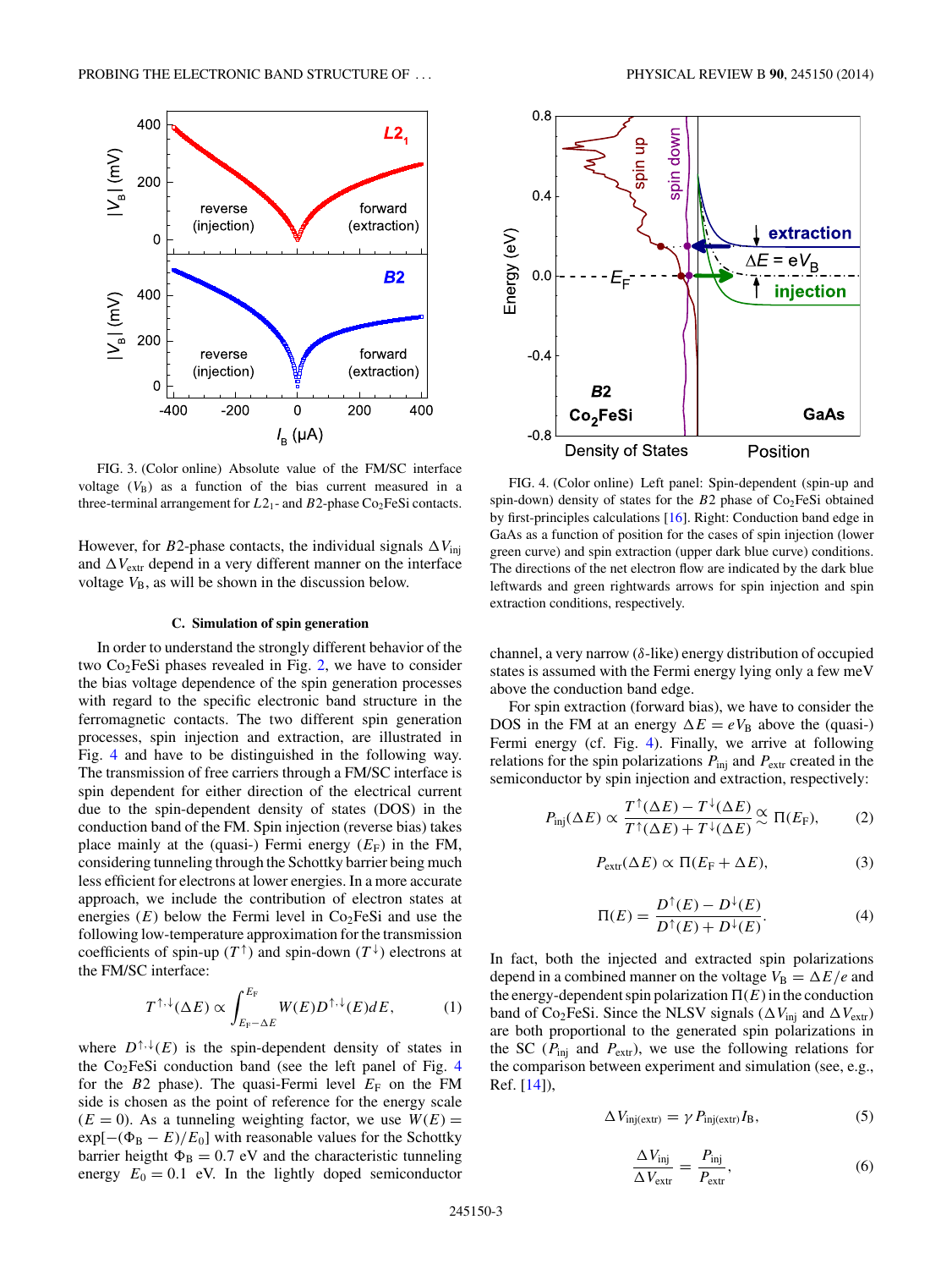FIG. 3. (Color online) Absolute value of the FM/SC interface voltage ($V_B$) as a function of the bias current measured in a three-terminal arrangement for $L2_1$- and $B2$-phase $Co_2FeSi$ contacts.

However, for $B2$-phase contacts, the individual signals $\Delta V_{inj}$ and $\Delta V_{extr}$ depend in a very different manner on the interface voltage $V_B$, as will be shown in the discussion below.

### C. Simulation of spin generation

In order to understand the strongly different behavior of the two $Co_2FeSi$ phases revealed in Fig. 2, we have to consider the bias voltage dependence of the spin generation processes with regard to the specific electronic band structure in the ferromagnetic contacts. The two different spin generation processes, spin injection and extraction, are illustrated in Fig. 4 and have to be distinguished in the following way. The transmission of free carriers through a FM/SC interface is spin dependent for either direction of the electrical current due to the spin-dependent density of states (DOS) in the conduction band of the FM. Spin injection (reverse bias) takes place mainly at the (quasi-) Fermi energy ($E_F$) in the FM, considering tunneling through the Schottky barrier being much less efficient for electrons at lower energies. In a more accurate approach, we include the contribution of electron states at energies ($E$) below the Fermi level in $Co_2FeSi$ and use the following low-temperature approximation for the transmission coefficients of spin-up ($T^{\uparrow}$) and spin-down ($T^{\downarrow}$) electrons at the FM/SC interface:

$$T^{\uparrow,\downarrow}(\Delta E) \propto \int_{E_F - \Delta E}^{E_F} W(E) D^{\uparrow,\downarrow}(E) dE, \tag{1}$$

where $D^{\uparrow,\downarrow}(E)$ is the spin-dependent density of states in the $Co_2FeSi$ conduction band (see the left panel of Fig. 4 for the $B2$ phase). The quasi-Fermi level $E_F$ on the FM side is chosen as the point of reference for the energy scale ($E = 0$). As a tunneling weighting factor, we use $W(E) = \exp[-(\Phi_B - E)/E_0]$ with reasonable values for the Schottky barrier heigtht $\Phi_B = 0.7$ eV and the characteristic tunneling energy $E_0 = 0.1$ eV. In the lightly doped semiconductor channel, a very narrow ($\delta$-like) energy distribution of occupied states is assumed with the Fermi energy lying only a few meV above the conduction band edge.

FIG. 4. (Color online) Left panel: Spin-dependent (spin-up and spin-down) density of states for the $B2$ phase of $Co_2FeSi$ obtained by first-principles calculations [16]. Right: Conduction band edge in GaAs as a function of position for the cases of spin injection (lower green curve) and spin extraction (upper dark blue curve) conditions. The directions of the net electron flow are indicated by the dark blue leftwards and green rightwards arrows for spin injection and spin extraction conditions, respectively.

For spin extraction (forward bias), we have to consider the DOS in the FM at an energy $\Delta E = eV_B$ above the (quasi-) Fermi energy (cf. Fig. 4). Finally, we arrive at following relations for the spin polarizations $P_{inj}$ and $P_{extr}$ created in the semiconductor by spin injection and extraction, respectively:

$$P_{inj}(\Delta E) \propto \frac{T^{\uparrow}(\Delta E) - T^{\downarrow}(\Delta E)}{T^{\uparrow}(\Delta E) + T^{\downarrow}(\Delta E)} \underset{\sim}{\propto} \Pi(E_F), \tag{2}$$

$$P_{extr}(\Delta E) \propto \Pi(E_F + \Delta E), \tag{3}$$

$$\Pi(E) = \frac{D^{\uparrow}(E) - D^{\downarrow}(E)}{D^{\uparrow}(E) + D^{\downarrow}(E)}. \tag{4}$$

In fact, both the injected and extracted spin polarizations depend in a combined manner on the voltage $V_B = \Delta E/e$ and the energy-dependent spin polarization $\Pi(E)$ in the conduction band of $Co_2FeSi$. Since the NLSV signals ($\Delta V_{inj}$ and $\Delta V_{extr}$) are both proportional to the generated spin polarizations in the SC ($P_{inj}$ and $P_{extr}$), we use the following relations for the comparison between experiment and simulation (see, e.g., Ref. [14]),

$$\Delta V_{inj(extr)} = \gamma P_{inj(extr)} I_B, \tag{5}$$

$$\frac{\Delta V_{inj}}{\Delta V_{extr}} = \frac{P_{inj}}{P_{extr}}, \tag{6}$$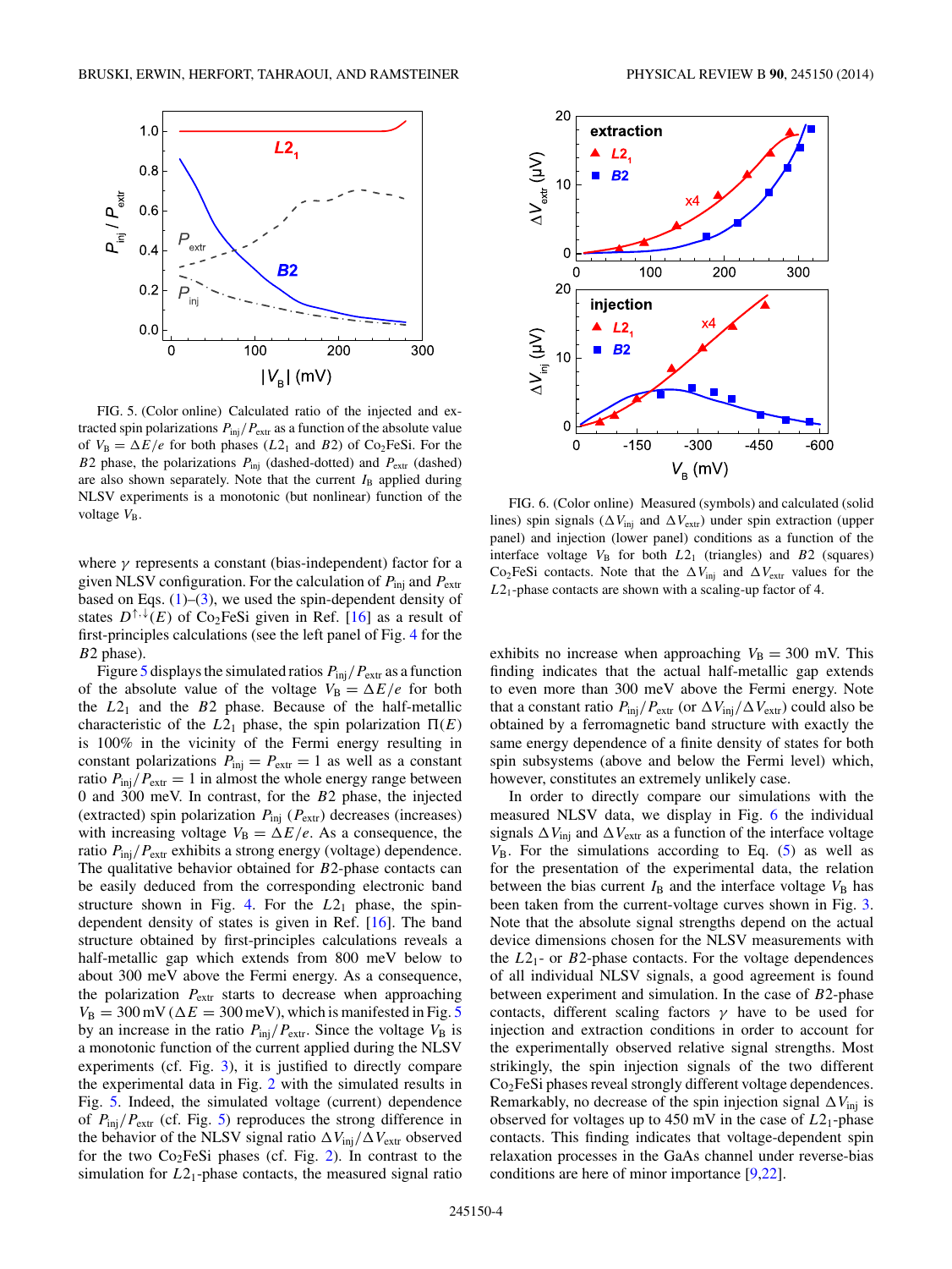FIG. 5. (Color online) Calculated ratio of the injected and extracted spin polarizations $P_{\text{inj}}/P_{\text{extr}}$ as a function of the absolute value of $V_{\text{B}} = \Delta E/e$ for both phases ($L2_1$ and $B2$) of $Co_2FeSi$. For the $B2$ phase, the polarizations $P_{\text{inj}}$ (dashed-dotted) and $P_{\text{extr}}$ (dashed) are also shown separately. Note that the current $I_{\text{B}}$ applied during NLSV experiments is a monotonic (but nonlinear) function of the voltage $V_{\text{B}}$.

where $\gamma$ represents a constant (bias-independent) factor for a given NLSV configuration. For the calculation of $P_{\text{inj}}$ and $P_{\text{extr}}$ based on Eqs. (1)–(3), we used the spin-dependent density of states $D^{\uparrow,\downarrow}(E)$ of $Co_2FeSi$ given in Ref. [16] as a result of first-principles calculations (see the left panel of Fig. 4 for the $B2$ phase).

Figure 5 displays the simulated ratios $P_{\text{inj}}/P_{\text{extr}}$ as a function of the absolute value of the voltage $V_{\text{B}} = \Delta E/e$ for both the $L2_1$ and the $B2$ phase. Because of the half-metallic characteristic of the $L2_1$ phase, the spin polarization $\Pi(E)$ is 100% in the vicinity of the Fermi energy resulting in constant polarizations $P_{\text{inj}} = P_{\text{extr}} = 1$ as well as a constant ratio $P_{\text{inj}}/P_{\text{extr}} = 1$ in almost the whole energy range between 0 and 300 meV. In contrast, for the $B2$ phase, the injected (extracted) spin polarization $P_{\text{inj}}$ ($P_{\text{extr}}$) decreases (increases) with increasing voltage $V_{\text{B}} = \Delta E/e$. As a consequence, the ratio $P_{\text{inj}}/P_{\text{extr}}$ exhibits a strong energy (voltage) dependence. The qualitative behavior obtained for $B2$-phase contacts can be easily deduced from the corresponding electronic band structure shown in Fig. 4. For the $L2_1$ phase, the spin-dependent density of states is given in Ref. [16]. The band structure obtained by first-principles calculations reveals a half-metallic gap which extends from 800 meV below to about 300 meV above the Fermi energy. As a consequence, the polarization $P_{\text{extr}}$ starts to decrease when approaching $V_{\text{B}} = 300$ mV ($\Delta E = 300$ meV), which is manifested in Fig. 5 by an increase in the ratio $P_{\text{inj}}/P_{\text{extr}}$. Since the voltage $V_{\text{B}}$ is a monotonic function of the current applied during the NLSV experiments (cf. Fig. 3), it is justified to directly compare the experimental data in Fig. 2 with the simulated results in Fig. 5. Indeed, the simulated voltage (current) dependence of $P_{\text{inj}}/P_{\text{extr}}$ (cf. Fig. 5) reproduces the strong difference in the behavior of the NLSV signal ratio $\Delta V_{\text{inj}}/\Delta V_{\text{extr}}$ observed for the two $Co_2FeSi$ phases (cf. Fig. 2). In contrast to the simulation for $L2_1$-phase contacts, the measured signal ratio exhibits no increase when approaching $V_{\text{B}} = 300$ mV. This finding indicates that the actual half-metallic gap extends to even more than 300 meV above the Fermi energy. Note that a constant ratio $P_{\text{inj}}/P_{\text{extr}}$ (or $\Delta V_{\text{inj}}/\Delta V_{\text{extr}}$) could also be obtained by a ferromagnetic band structure with exactly the same energy dependence of a finite density of states for both spin subsystems (above and below the Fermi level) which, however, constitutes an extremely unlikely case.

FIG. 6. (Color online) Measured (symbols) and calculated (solid lines) spin signals ($\Delta V_{\text{inj}}$ and $\Delta V_{\text{extr}}$) under spin extraction (upper panel) and injection (lower panel) conditions as a function of the interface voltage $V_{\text{B}}$ for both $L2_1$ (triangles) and $B2$ (squares) $Co_2FeSi$ contacts. Note that the $\Delta V_{\text{inj}}$ and $\Delta V_{\text{extr}}$ values for the $L2_1$-phase contacts are shown with a scaling-up factor of 4.

In order to directly compare our simulations with the measured NLSV data, we display in Fig. 6 the individual signals $\Delta V_{\text{inj}}$ and $\Delta V_{\text{extr}}$ as a function of the interface voltage $V_{\text{B}}$. For the simulations according to Eq. (5) as well as for the presentation of the experimental data, the relation between the bias current $I_{\text{B}}$ and the interface voltage $V_{\text{B}}$ has been taken from the current-voltage curves shown in Fig. 3. Note that the absolute signal strengths depend on the actual device dimensions chosen for the NLSV measurements with the $L2_1$- or $B2$-phase contacts. For the voltage dependences of all individual NLSV signals, a good agreement is found between experiment and simulation. In the case of $B2$-phase contacts, different scaling factors $\gamma$ have to be used for injection and extraction conditions in order to account for the experimentally observed relative signal strengths. Most strikingly, the spin injection signals of the two different $Co_2FeSi$ phases reveal strongly different voltage dependences. Remarkably, no decrease of the spin injection signal $\Delta V_{\text{inj}}$ is observed for voltages up to 450 mV in the case of $L2_1$-phase contacts. This finding indicates that voltage-dependent spin relaxation processes in the GaAs channel under reverse-bias conditions are here of minor importance [9,22].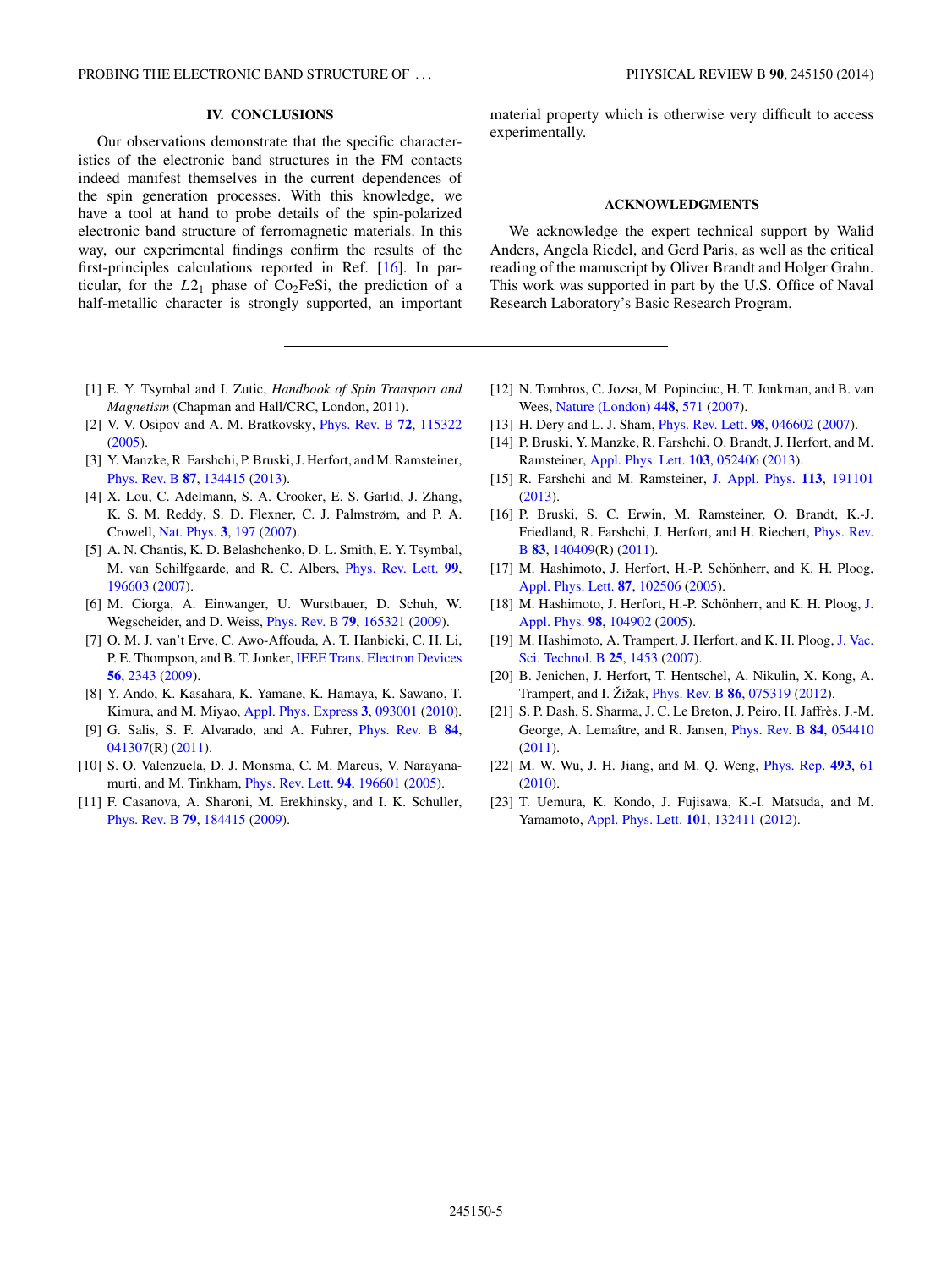## IV. CONCLUSIONS

Our observations demonstrate that the specific characteristics of the electronic band structures in the FM contacts indeed manifest themselves in the current dependences of the spin generation processes. With this knowledge, we have a tool at hand to probe details of the spin-polarized electronic band structure of ferromagnetic materials. In this way, our experimental findings confirm the results of the first-principles calculations reported in Ref. [16]. In particular, for the $L2_1$ phase of $Co_2FeSi$, the prediction of a half-metallic character is strongly supported, an important material property which is otherwise very difficult to access experimentally.

## ACKNOWLEDGMENTS

We acknowledge the expert technical support by Walid Anders, Angela Riedel, and Gerd Paris, as well as the critical reading of the manuscript by Oliver Brandt and Holger Grahn. This work was supported in part by the U.S. Office of Naval Research Laboratory's Basic Research Program.

---

[1] E. Y. Tsymbal and I. Zutic, *Handbook of Spin Transport and Magnetism* (Chapman and Hall/CRC, London, 2011).

[2] V. V. Osipov and A. M. Bratkovsky, Phys. Rev. B **72**, 115322 (2005).

[3] Y. Manzke, R. Farshchi, P. Bruski, J. Herfort, and M. Ramsteiner, Phys. Rev. B **87**, 134415 (2013).

[4] X. Lou, C. Adelmann, S. A. Crooker, E. S. Garlid, J. Zhang, K. S. M. Reddy, S. D. Flexner, C. J. Palmstrøm, and P. A. Crowell, Nat. Phys. **3**, 197 (2007).

[5] A. N. Chantis, K. D. Belashchenko, D. L. Smith, E. Y. Tsymbal, M. van Schilfgaarde, and R. C. Albers, Phys. Rev. Lett. **99**, 196603 (2007).

[6] M. Ciorga, A. Einwanger, U. Wurstbauer, D. Schuh, W. Wegscheider, and D. Weiss, Phys. Rev. B **79**, 165321 (2009).

[7] O. M. J. van't Erve, C. Awo-Affouda, A. T. Hanbicki, C. H. Li, P. E. Thompson, and B. T. Jonker, IEEE Trans. Electron Devices **56**, 2343 (2009).

[8] Y. Ando, K. Kasahara, K. Yamane, K. Hamaya, K. Sawano, T. Kimura, and M. Miyao, Appl. Phys. Express **3**, 093001 (2010).

[9] G. Salis, S. F. Alvarado, and A. Fuhrer, Phys. Rev. B **84**, 041307(R) (2011).

[10] S. O. Valenzuela, D. J. Monsma, C. M. Marcus, V. Narayanamurti, and M. Tinkham, Phys. Rev. Lett. **94**, 196601 (2005).

[11] F. Casanova, A. Sharoni, M. Erekhinsky, and I. K. Schuller, Phys. Rev. B **79**, 184415 (2009).

[12] N. Tombros, C. Jozsa, M. Popinciuc, H. T. Jonkman, and B. van Wees, Nature (London) **448**, 571 (2007).

[13] H. Dery and L. J. Sham, Phys. Rev. Lett. **98**, 046602 (2007).

[14] P. Bruski, Y. Manzke, R. Farshchi, O. Brandt, J. Herfort, and M. Ramsteiner, Appl. Phys. Lett. **103**, 052406 (2013).

[15] R. Farshchi and M. Ramsteiner, J. Appl. Phys. **113**, 191101 (2013).

[16] P. Bruski, S. C. Erwin, M. Ramsteiner, O. Brandt, K.-J. Friedland, R. Farshchi, J. Herfort, and H. Riechert, Phys. Rev. B **83**, 140409(R) (2011).

[17] M. Hashimoto, J. Herfort, H.-P. Schönherr, and K. H. Ploog, Appl. Phys. Lett. **87**, 102506 (2005).

[18] M. Hashimoto, J. Herfort, H.-P. Schönherr, and K. H. Ploog, J. Appl. Phys. **98**, 104902 (2005).

[19] M. Hashimoto, A. Trampert, J. Herfort, and K. H. Ploog, J. Vac. Sci. Technol. B **25**, 1453 (2007).

[20] B. Jenichen, J. Herfort, T. Hentschel, A. Nikulin, X. Kong, A. Trampert, and I. Žižak, Phys. Rev. B **86**, 075319 (2012).

[21] S. P. Dash, S. Sharma, J. C. Le Breton, J. Peiro, H. Jaffrès, J.-M. George, A. Lemaître, and R. Jansen, Phys. Rev. B **84**, 054410 (2011).

[22] M. W. Wu, J. H. Jiang, and M. Q. Weng, Phys. Rep. **493**, 61 (2010).

[23] T. Uemura, K. Kondo, J. Fujisawa, K.-I. Matsuda, and M. Yamamoto, Appl. Phys. Lett. **101**, 132411 (2012).